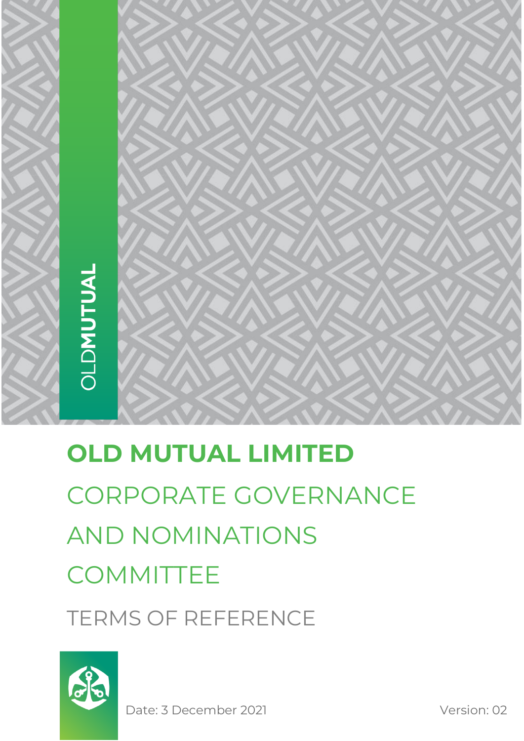OLDMUTUAL

# OLD MUTUAL LIMITED

## CORPORATE GOVERNANCE AND NOMINATIONS COMMITTEE

## TERMS OF REFERENCE

Date: 3 December 2021

Version: 02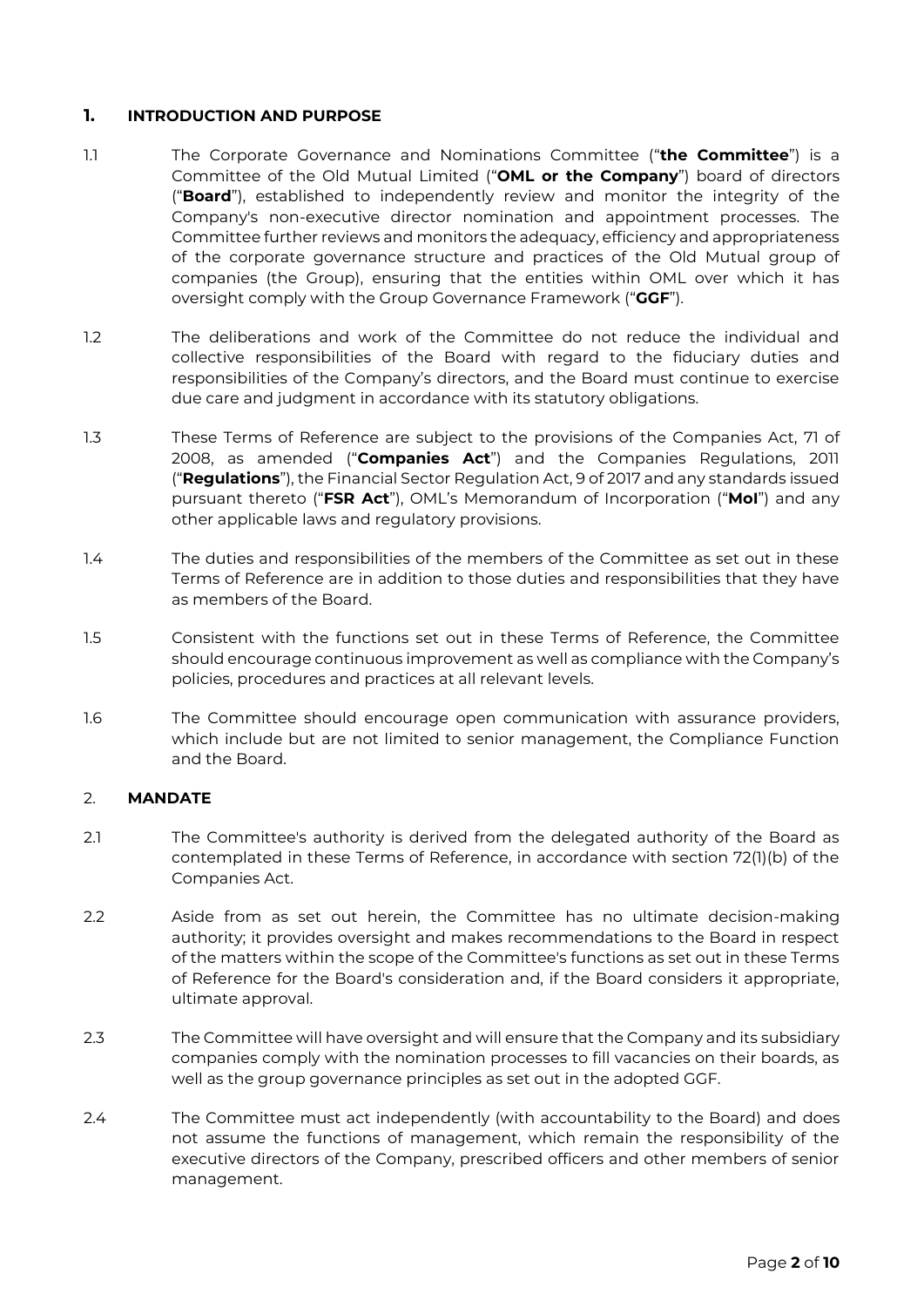## 1. INTRODUCTION AND PURPOSE

1.1 The Corporate Governance and Nominations Committee ("**the Committee**") is a Committee of the Old Mutual Limited ("**OML or the Company**") board of directors ("**Board**"), established to independently review and monitor the integrity of the Company's non-executive director nomination and appointment processes. The Committee further reviews and monitors the adequacy, efficiency and appropriateness of the corporate governance structure and practices of the Old Mutual group of companies (the Group), ensuring that the entities within OML over which it has oversight comply with the Group Governance Framework ("**GGF**").

1.2 The deliberations and work of the Committee do not reduce the individual and collective responsibilities of the Board with regard to the fiduciary duties and responsibilities of the Company's directors, and the Board must continue to exercise due care and judgment in accordance with its statutory obligations.

1.3 These Terms of Reference are subject to the provisions of the Companies Act, 71 of 2008, as amended ("**Companies Act**") and the Companies Regulations, 2011 ("**Regulations**"), the Financial Sector Regulation Act, 9 of 2017 and any standards issued pursuant thereto ("**FSR Act**"), OML's Memorandum of Incorporation ("**MoI**") and any other applicable laws and regulatory provisions.

1.4 The duties and responsibilities of the members of the Committee as set out in these Terms of Reference are in addition to those duties and responsibilities that they have as members of the Board.

1.5 Consistent with the functions set out in these Terms of Reference, the Committee should encourage continuous improvement as well as compliance with the Company's policies, procedures and practices at all relevant levels.

1.6 The Committee should encourage open communication with assurance providers, which include but are not limited to senior management, the Compliance Function and the Board.

## 2. MANDATE

2.1 The Committee's authority is derived from the delegated authority of the Board as contemplated in these Terms of Reference, in accordance with section 72(1)(b) of the Companies Act.

2.2 Aside from as set out herein, the Committee has no ultimate decision-making authority; it provides oversight and makes recommendations to the Board in respect of the matters within the scope of the Committee's functions as set out in these Terms of Reference for the Board's consideration and, if the Board considers it appropriate, ultimate approval.

2.3 The Committee will have oversight and will ensure that the Company and its subsidiary companies comply with the nomination processes to fill vacancies on their boards, as well as the group governance principles as set out in the adopted GGF.

2.4 The Committee must act independently (with accountability to the Board) and does not assume the functions of management, which remain the responsibility of the executive directors of the Company, prescribed officers and other members of senior management.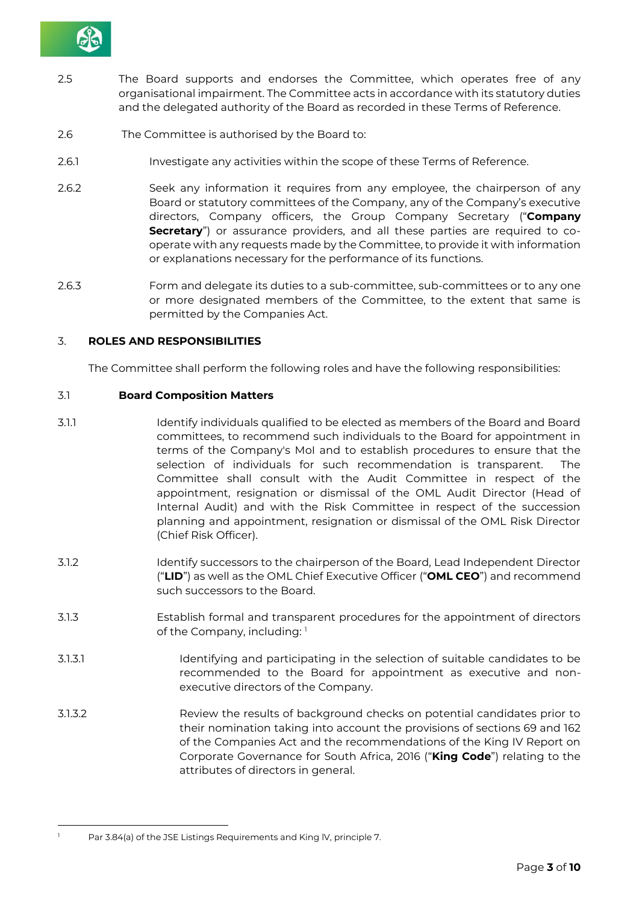2.5 The Board supports and endorses the Committee, which operates free of any organisational impairment. The Committee acts in accordance with its statutory duties and the delegated authority of the Board as recorded in these Terms of Reference.

2.6 The Committee is authorised by the Board to:

2.6.1 Investigate any activities within the scope of these Terms of Reference.

2.6.2 Seek any information it requires from any employee, the chairperson of any Board or statutory committees of the Company, any of the Company's executive directors, Company officers, the Group Company Secretary ("**Company Secretary**") or assurance providers, and all these parties are required to co-operate with any requests made by the Committee, to provide it with information or explanations necessary for the performance of its functions.

2.6.3 Form and delegate its duties to a sub-committee, sub-committees or to any one or more designated members of the Committee, to the extent that same is permitted by the Companies Act.

## 3. ROLES AND RESPONSIBILITIES

The Committee shall perform the following roles and have the following responsibilities:

### 3.1 Board Composition Matters

3.1.1 Identify individuals qualified to be elected as members of the Board and Board committees, to recommend such individuals to the Board for appointment in terms of the Company's MoI and to establish procedures to ensure that the selection of individuals for such recommendation is transparent. The Committee shall consult with the Audit Committee in respect of the appointment, resignation or dismissal of the OML Audit Director (Head of Internal Audit) and with the Risk Committee in respect of the succession planning and appointment, resignation or dismissal of the OML Risk Director (Chief Risk Officer).

3.1.2 Identify successors to the chairperson of the Board, Lead Independent Director ("**LID**") as well as the OML Chief Executive Officer ("**OML CEO**") and recommend such successors to the Board.

3.1.3 Establish formal and transparent procedures for the appointment of directors of the Company, including: [1]

3.1.3.1 Identifying and participating in the selection of suitable candidates to be recommended to the Board for appointment as executive and non-executive directors of the Company.

3.1.3.2 Review the results of background checks on potential candidates prior to their nomination taking into account the provisions of sections 69 and 162 of the Companies Act and the recommendations of the King IV Report on Corporate Governance for South Africa, 2016 ("**King Code**") relating to the attributes of directors in general.

[1] Par 3.84(a) of the JSE Listings Requirements and King IV, principle 7.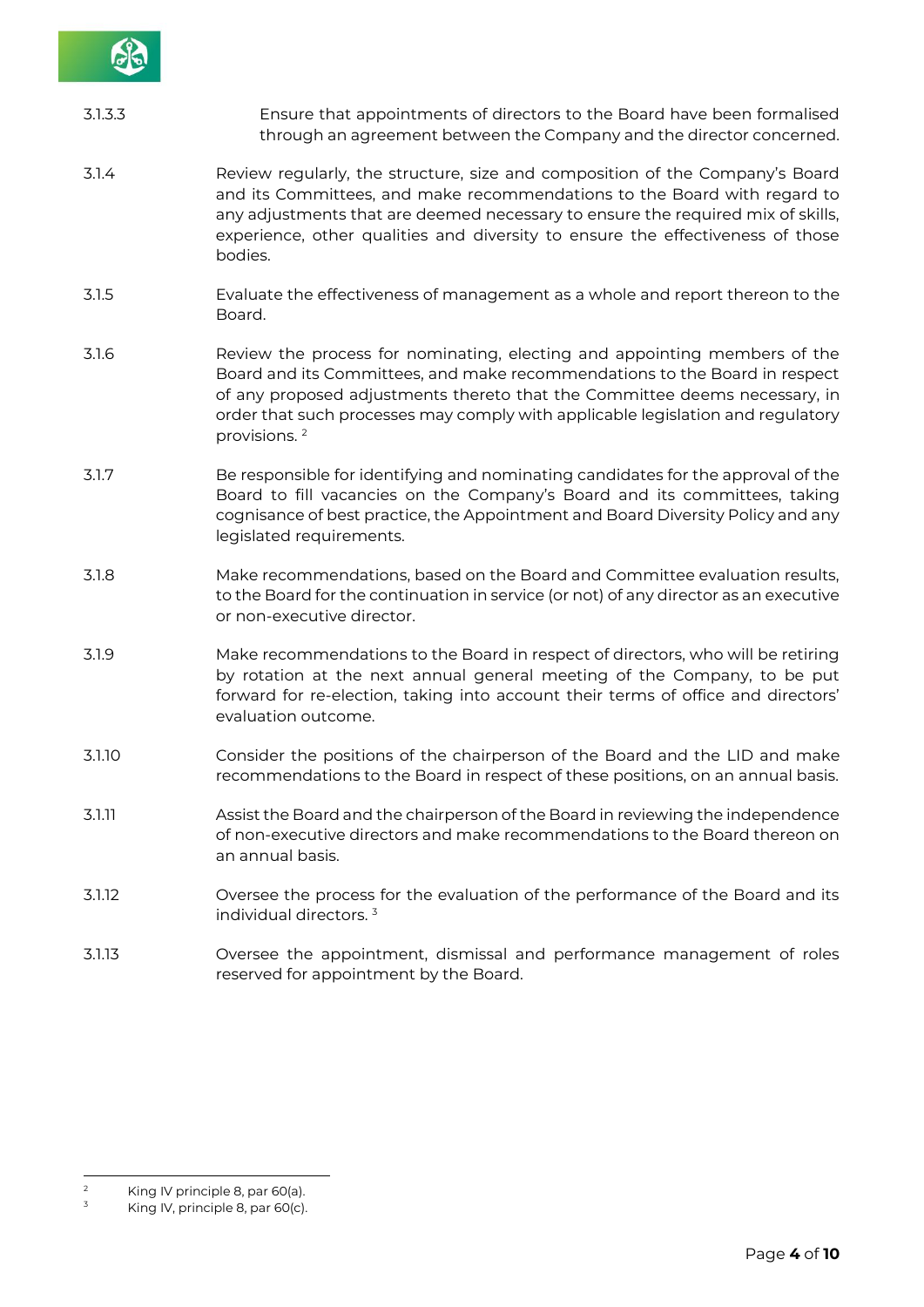3.1.3.3 Ensure that appointments of directors to the Board have been formalised through an agreement between the Company and the director concerned.

3.1.4 Review regularly, the structure, size and composition of the Company's Board and its Committees, and make recommendations to the Board with regard to any adjustments that are deemed necessary to ensure the required mix of skills, experience, other qualities and diversity to ensure the effectiveness of those bodies.

3.1.5 Evaluate the effectiveness of management as a whole and report thereon to the Board.

3.1.6 Review the process for nominating, electing and appointing members of the Board and its Committees, and make recommendations to the Board in respect of any proposed adjustments thereto that the Committee deems necessary, in order that such processes may comply with applicable legislation and regulatory provisions. [2]

3.1.7 Be responsible for identifying and nominating candidates for the approval of the Board to fill vacancies on the Company's Board and its committees, taking cognisance of best practice, the Appointment and Board Diversity Policy and any legislated requirements.

3.1.8 Make recommendations, based on the Board and Committee evaluation results, to the Board for the continuation in service (or not) of any director as an executive or non-executive director.

3.1.9 Make recommendations to the Board in respect of directors, who will be retiring by rotation at the next annual general meeting of the Company, to be put forward for re-election, taking into account their terms of office and directors' evaluation outcome.

3.1.10 Consider the positions of the chairperson of the Board and the LID and make recommendations to the Board in respect of these positions, on an annual basis.

3.1.11 Assist the Board and the chairperson of the Board in reviewing the independence of non-executive directors and make recommendations to the Board thereon on an annual basis.

3.1.12 Oversee the process for the evaluation of the performance of the Board and its individual directors. [3]

3.1.13 Oversee the appointment, dismissal and performance management of roles reserved for appointment by the Board.

---

[2] King IV principle 8, par 60(a).

[3] King IV, principle 8, par 60(c).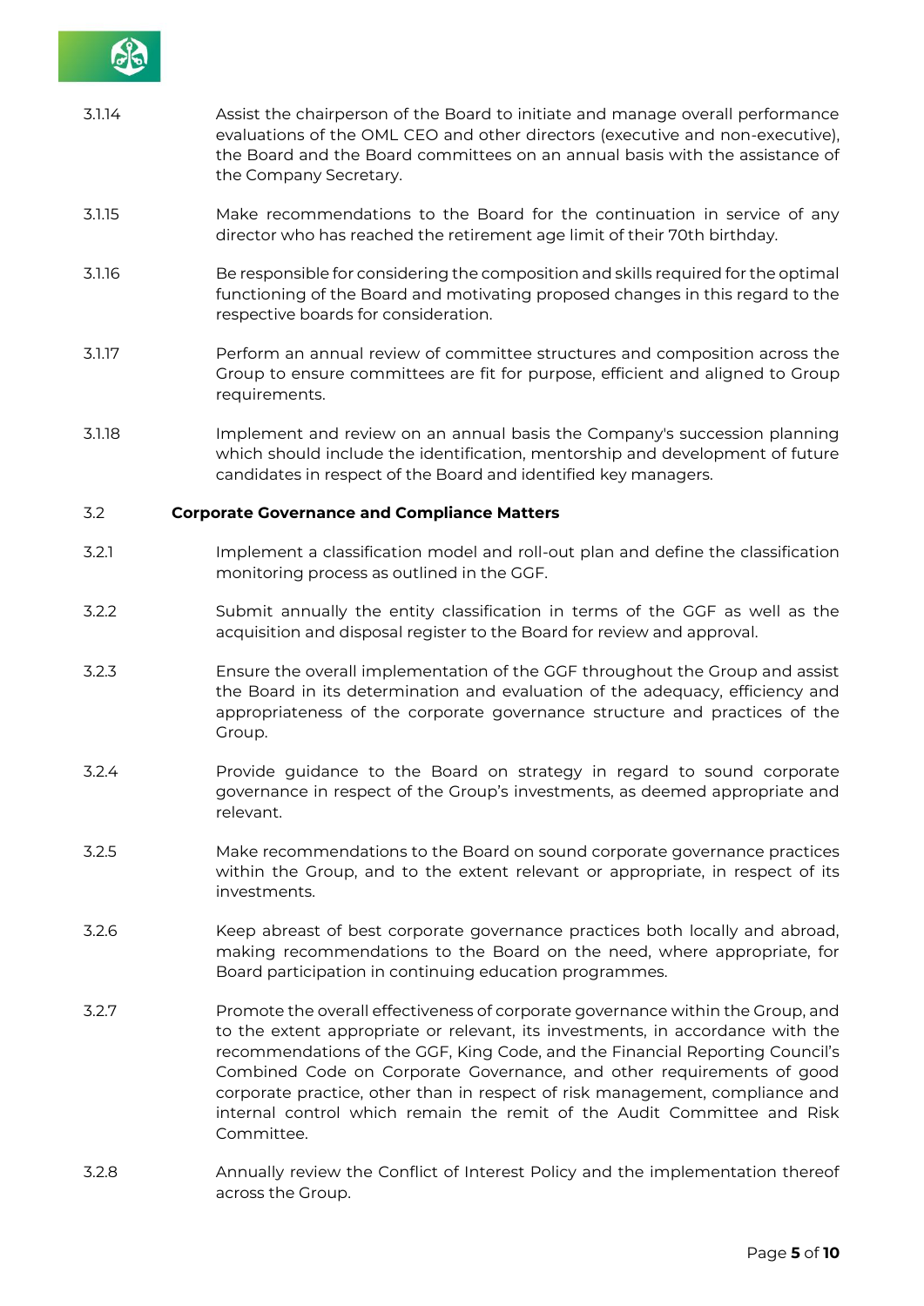3.1.14 Assist the chairperson of the Board to initiate and manage overall performance evaluations of the OML CEO and other directors (executive and non-executive), the Board and the Board committees on an annual basis with the assistance of the Company Secretary.

3.1.15 Make recommendations to the Board for the continuation in service of any director who has reached the retirement age limit of their 70th birthday.

3.1.16 Be responsible for considering the composition and skills required for the optimal functioning of the Board and motivating proposed changes in this regard to the respective boards for consideration.

3.1.17 Perform an annual review of committee structures and composition across the Group to ensure committees are fit for purpose, efficient and aligned to Group requirements.

3.1.18 Implement and review on an annual basis the Company's succession planning which should include the identification, mentorship and development of future candidates in respect of the Board and identified key managers.

### 3.2 Corporate Governance and Compliance Matters

3.2.1 Implement a classification model and roll-out plan and define the classification monitoring process as outlined in the GGF.

3.2.2 Submit annually the entity classification in terms of the GGF as well as the acquisition and disposal register to the Board for review and approval.

3.2.3 Ensure the overall implementation of the GGF throughout the Group and assist the Board in its determination and evaluation of the adequacy, efficiency and appropriateness of the corporate governance structure and practices of the Group.

3.2.4 Provide guidance to the Board on strategy in regard to sound corporate governance in respect of the Group's investments, as deemed appropriate and relevant.

3.2.5 Make recommendations to the Board on sound corporate governance practices within the Group, and to the extent relevant or appropriate, in respect of its investments.

3.2.6 Keep abreast of best corporate governance practices both locally and abroad, making recommendations to the Board on the need, where appropriate, for Board participation in continuing education programmes.

3.2.7 Promote the overall effectiveness of corporate governance within the Group, and to the extent appropriate or relevant, its investments, in accordance with the recommendations of the GGF, King Code, and the Financial Reporting Council's Combined Code on Corporate Governance, and other requirements of good corporate practice, other than in respect of risk management, compliance and internal control which remain the remit of the Audit Committee and Risk Committee.

3.2.8 Annually review the Conflict of Interest Policy and the implementation thereof across the Group.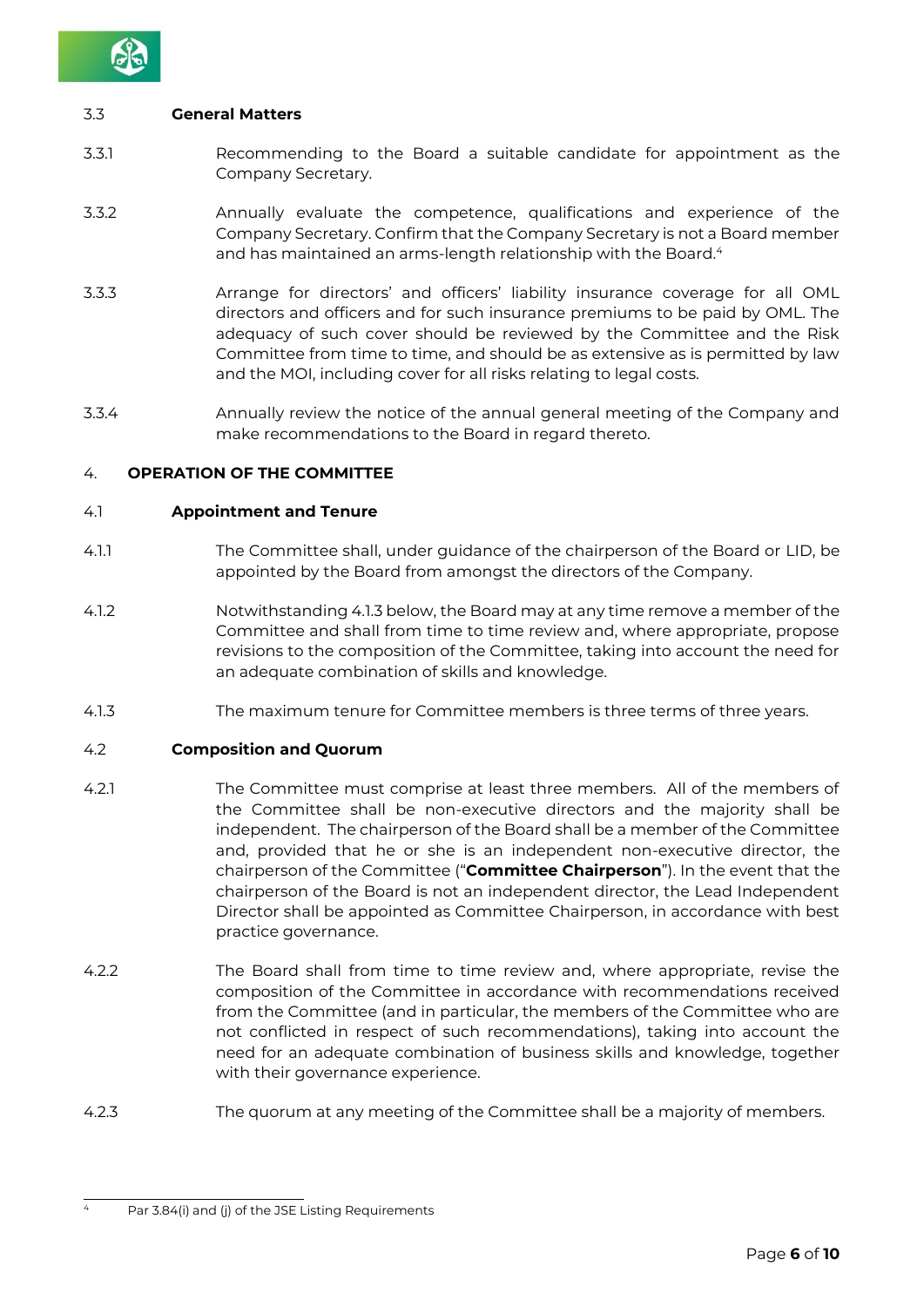### 3.3 General Matters

3.3.1 Recommending to the Board a suitable candidate for appointment as the Company Secretary.

3.3.2 Annually evaluate the competence, qualifications and experience of the Company Secretary. Confirm that the Company Secretary is not a Board member and has maintained an arms-length relationship with the Board.[4]

3.3.3 Arrange for directors' and officers' liability insurance coverage for all OML directors and officers and for such insurance premiums to be paid by OML. The adequacy of such cover should be reviewed by the Committee and the Risk Committee from time to time, and should be as extensive as is permitted by law and the MOI, including cover for all risks relating to legal costs.

3.3.4 Annually review the notice of the annual general meeting of the Company and make recommendations to the Board in regard thereto.

## 4. OPERATION OF THE COMMITTEE

### 4.1 Appointment and Tenure

4.1.1 The Committee shall, under guidance of the chairperson of the Board or LID, be appointed by the Board from amongst the directors of the Company.

4.1.2 Notwithstanding 4.1.3 below, the Board may at any time remove a member of the Committee and shall from time to time review and, where appropriate, propose revisions to the composition of the Committee, taking into account the need for an adequate combination of skills and knowledge.

4.1.3 The maximum tenure for Committee members is three terms of three years.

### 4.2 Composition and Quorum

4.2.1 The Committee must comprise at least three members. All of the members of the Committee shall be non-executive directors and the majority shall be independent. The chairperson of the Board shall be a member of the Committee and, provided that he or she is an independent non-executive director, the chairperson of the Committee ("**Committee Chairperson**"). In the event that the chairperson of the Board is not an independent director, the Lead Independent Director shall be appointed as Committee Chairperson, in accordance with best practice governance.

4.2.2 The Board shall from time to time review and, where appropriate, revise the composition of the Committee in accordance with recommendations received from the Committee (and in particular, the members of the Committee who are not conflicted in respect of such recommendations), taking into account the need for an adequate combination of business skills and knowledge, together with their governance experience.

4.2.3 The quorum at any meeting of the Committee shall be a majority of members.

---

[4] Par 3.84(i) and (j) of the JSE Listing Requirements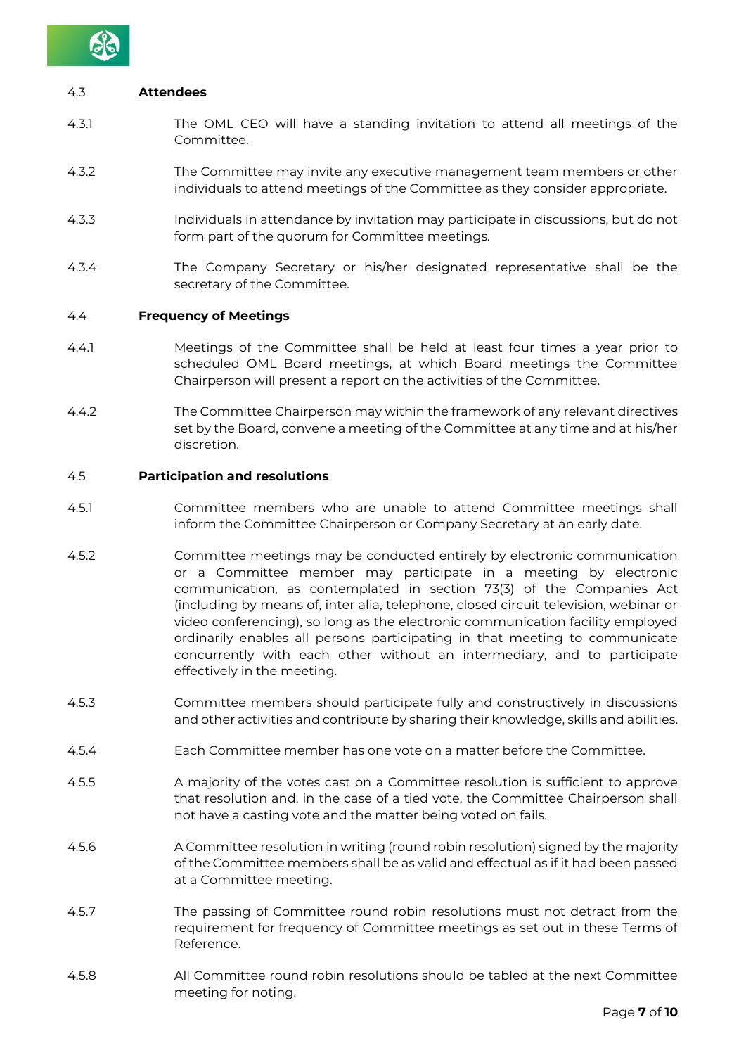### 4.3 Attendees

4.3.1 The OML CEO will have a standing invitation to attend all meetings of the Committee.

4.3.2 The Committee may invite any executive management team members or other individuals to attend meetings of the Committee as they consider appropriate.

4.3.3 Individuals in attendance by invitation may participate in discussions, but do not form part of the quorum for Committee meetings.

4.3.4 The Company Secretary or his/her designated representative shall be the secretary of the Committee.

### 4.4 Frequency of Meetings

4.4.1 Meetings of the Committee shall be held at least four times a year prior to scheduled OML Board meetings, at which Board meetings the Committee Chairperson will present a report on the activities of the Committee.

4.4.2 The Committee Chairperson may within the framework of any relevant directives set by the Board, convene a meeting of the Committee at any time and at his/her discretion.

### 4.5 Participation and resolutions

4.5.1 Committee members who are unable to attend Committee meetings shall inform the Committee Chairperson or Company Secretary at an early date.

4.5.2 Committee meetings may be conducted entirely by electronic communication or a Committee member may participate in a meeting by electronic communication, as contemplated in section 73(3) of the Companies Act (including by means of, inter alia, telephone, closed circuit television, webinar or video conferencing), so long as the electronic communication facility employed ordinarily enables all persons participating in that meeting to communicate concurrently with each other without an intermediary, and to participate effectively in the meeting.

4.5.3 Committee members should participate fully and constructively in discussions and other activities and contribute by sharing their knowledge, skills and abilities.

4.5.4 Each Committee member has one vote on a matter before the Committee.

4.5.5 A majority of the votes cast on a Committee resolution is sufficient to approve that resolution and, in the case of a tied vote, the Committee Chairperson shall not have a casting vote and the matter being voted on fails.

4.5.6 A Committee resolution in writing (round robin resolution) signed by the majority of the Committee members shall be as valid and effectual as if it had been passed at a Committee meeting.

4.5.7 The passing of Committee round robin resolutions must not detract from the requirement for frequency of Committee meetings as set out in these Terms of Reference.

4.5.8 All Committee round robin resolutions should be tabled at the next Committee meeting for noting.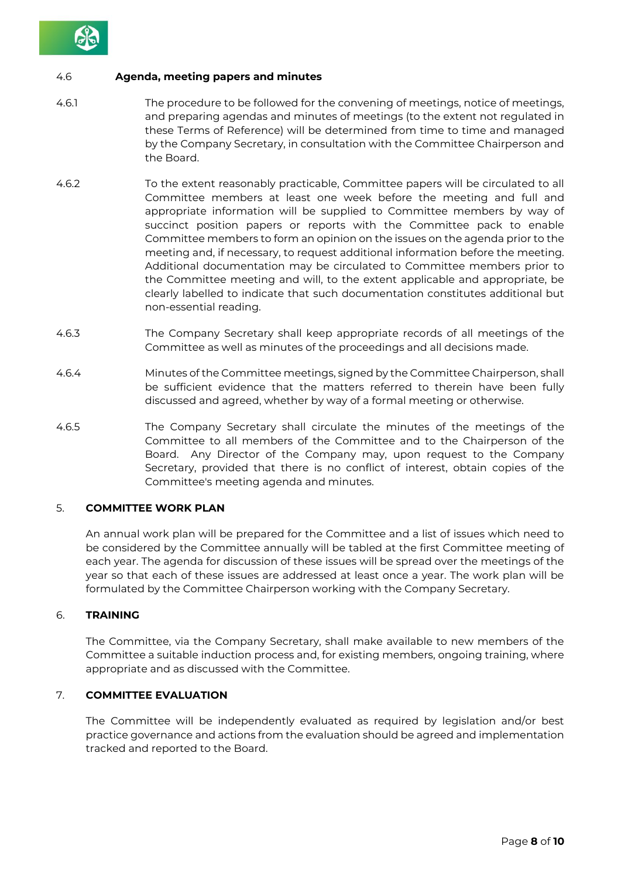### 4.6 Agenda, meeting papers and minutes

4.6.1 The procedure to be followed for the convening of meetings, notice of meetings, and preparing agendas and minutes of meetings (to the extent not regulated in these Terms of Reference) will be determined from time to time and managed by the Company Secretary, in consultation with the Committee Chairperson and the Board.

4.6.2 To the extent reasonably practicable, Committee papers will be circulated to all Committee members at least one week before the meeting and full and appropriate information will be supplied to Committee members by way of succinct position papers or reports with the Committee pack to enable Committee members to form an opinion on the issues on the agenda prior to the meeting and, if necessary, to request additional information before the meeting. Additional documentation may be circulated to Committee members prior to the Committee meeting and will, to the extent applicable and appropriate, be clearly labelled to indicate that such documentation constitutes additional but non-essential reading.

4.6.3 The Company Secretary shall keep appropriate records of all meetings of the Committee as well as minutes of the proceedings and all decisions made.

4.6.4 Minutes of the Committee meetings, signed by the Committee Chairperson, shall be sufficient evidence that the matters referred to therein have been fully discussed and agreed, whether by way of a formal meeting or otherwise.

4.6.5 The Company Secretary shall circulate the minutes of the meetings of the Committee to all members of the Committee and to the Chairperson of the Board. Any Director of the Company may, upon request to the Company Secretary, provided that there is no conflict of interest, obtain copies of the Committee's meeting agenda and minutes.

## 5. COMMITTEE WORK PLAN

An annual work plan will be prepared for the Committee and a list of issues which need to be considered by the Committee annually will be tabled at the first Committee meeting of each year. The agenda for discussion of these issues will be spread over the meetings of the year so that each of these issues are addressed at least once a year. The work plan will be formulated by the Committee Chairperson working with the Company Secretary.

## 6. TRAINING

The Committee, via the Company Secretary, shall make available to new members of the Committee a suitable induction process and, for existing members, ongoing training, where appropriate and as discussed with the Committee.

## 7. COMMITTEE EVALUATION

The Committee will be independently evaluated as required by legislation and/or best practice governance and actions from the evaluation should be agreed and implementation tracked and reported to the Board.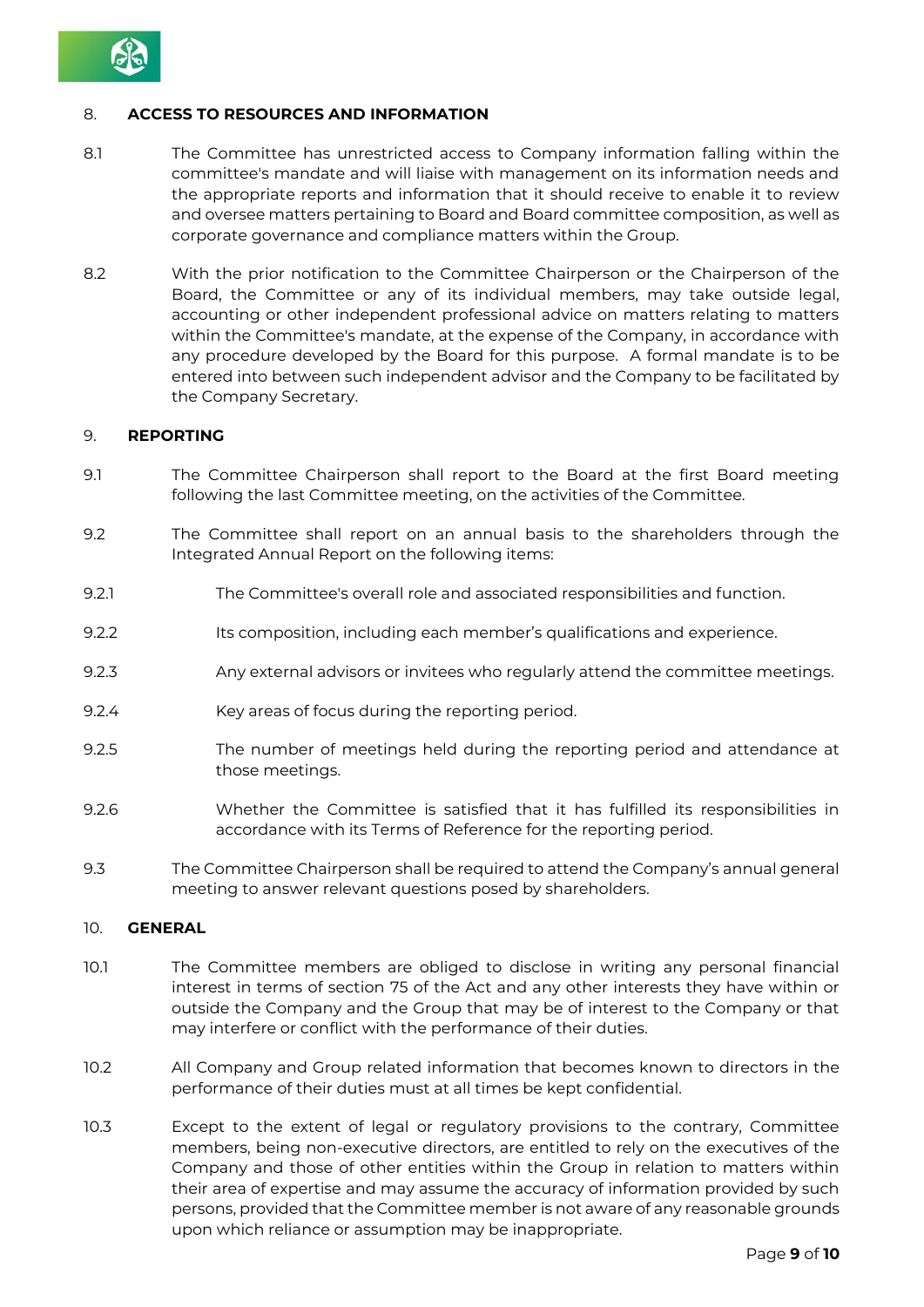## 8. ACCESS TO RESOURCES AND INFORMATION

8.1 The Committee has unrestricted access to Company information falling within the committee's mandate and will liaise with management on its information needs and the appropriate reports and information that it should receive to enable it to review and oversee matters pertaining to Board and Board committee composition, as well as corporate governance and compliance matters within the Group.

8.2 With the prior notification to the Committee Chairperson or the Chairperson of the Board, the Committee or any of its individual members, may take outside legal, accounting or other independent professional advice on matters relating to matters within the Committee's mandate, at the expense of the Company, in accordance with any procedure developed by the Board for this purpose. A formal mandate is to be entered into between such independent advisor and the Company to be facilitated by the Company Secretary.

## 9. REPORTING

9.1 The Committee Chairperson shall report to the Board at the first Board meeting following the last Committee meeting, on the activities of the Committee.

9.2 The Committee shall report on an annual basis to the shareholders through the Integrated Annual Report on the following items:

9.2.1 The Committee's overall role and associated responsibilities and function.

9.2.2 Its composition, including each member's qualifications and experience.

9.2.3 Any external advisors or invitees who regularly attend the committee meetings.

9.2.4 Key areas of focus during the reporting period.

9.2.5 The number of meetings held during the reporting period and attendance at those meetings.

9.2.6 Whether the Committee is satisfied that it has fulfilled its responsibilities in accordance with its Terms of Reference for the reporting period.

9.3 The Committee Chairperson shall be required to attend the Company's annual general meeting to answer relevant questions posed by shareholders.

## 10. GENERAL

10.1 The Committee members are obliged to disclose in writing any personal financial interest in terms of section 75 of the Act and any other interests they have within or outside the Company and the Group that may be of interest to the Company or that may interfere or conflict with the performance of their duties.

10.2 All Company and Group related information that becomes known to directors in the performance of their duties must at all times be kept confidential.

10.3 Except to the extent of legal or regulatory provisions to the contrary, Committee members, being non-executive directors, are entitled to rely on the executives of the Company and those of other entities within the Group in relation to matters within their area of expertise and may assume the accuracy of information provided by such persons, provided that the Committee member is not aware of any reasonable grounds upon which reliance or assumption may be inappropriate.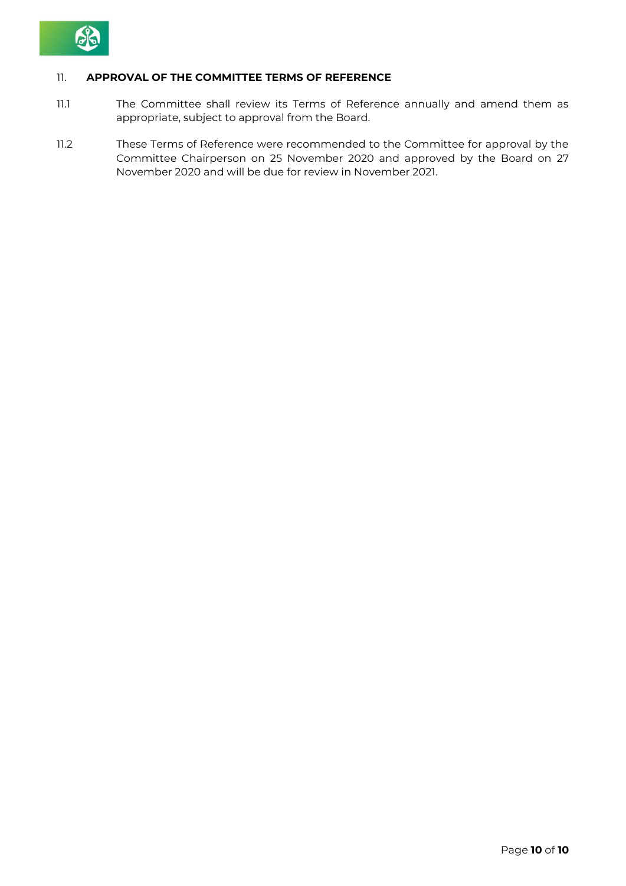## 11. APPROVAL OF THE COMMITTEE TERMS OF REFERENCE

11.1 The Committee shall review its Terms of Reference annually and amend them as appropriate, subject to approval from the Board.

11.2 These Terms of Reference were recommended to the Committee for approval by the Committee Chairperson on 25 November 2020 and approved by the Board on 27 November 2020 and will be due for review in November 2021.